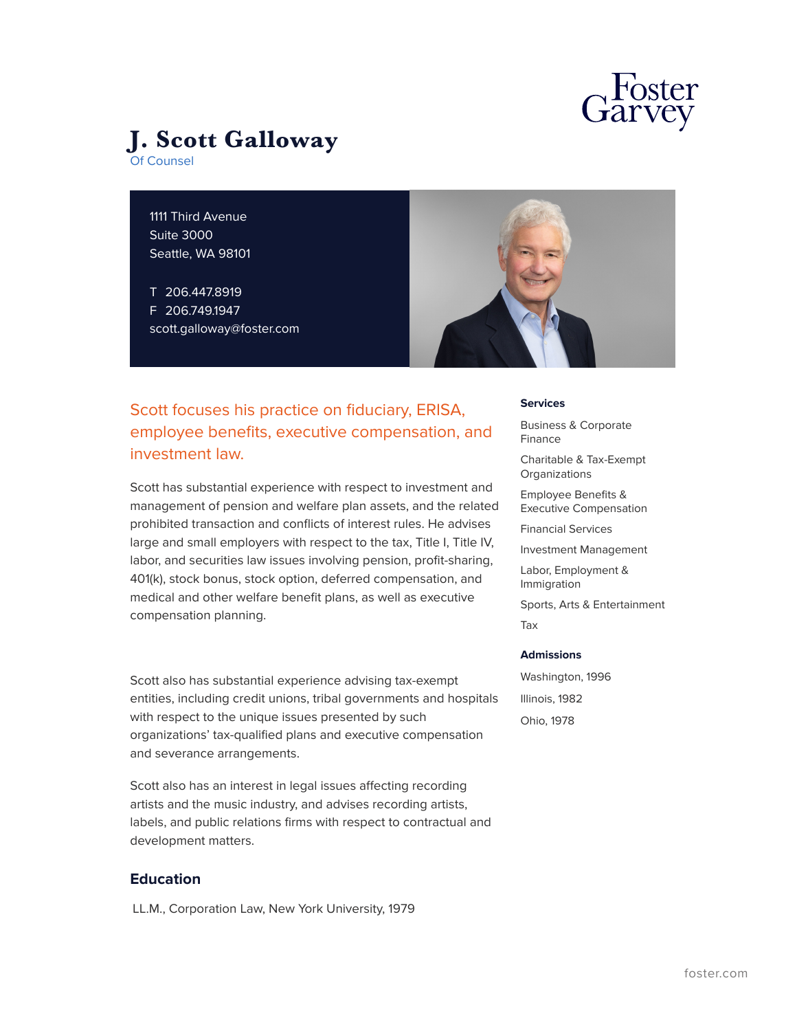Foster Garvey

# J. Scott Galloway

Of Counsel

1111 Third Avenue
Suite 3000
Seattle, WA 98101

T 206.447.8919
F 206.749.1947
scott.galloway@foster.com

## Scott focuses his practice on fiduciary, ERISA, employee benefits, executive compensation, and investment law.

Scott has substantial experience with respect to investment and management of pension and welfare plan assets, and the related prohibited transaction and conflicts of interest rules. He advises large and small employers with respect to the tax, Title I, Title IV, labor, and securities law issues involving pension, profit-sharing, 401(k), stock bonus, stock option, deferred compensation, and medical and other welfare benefit plans, as well as executive compensation planning.

Scott also has substantial experience advising tax-exempt entities, including credit unions, tribal governments and hospitals with respect to the unique issues presented by such organizations' tax-qualified plans and executive compensation and severance arrangements.

Scott also has an interest in legal issues affecting recording artists and the music industry, and advises recording artists, labels, and public relations firms with respect to contractual and development matters.

### Education

LL.M., Corporation Law, New York University, 1979

### Services

- Business & Corporate Finance
- Charitable & Tax-Exempt Organizations
- Employee Benefits & Executive Compensation
- Financial Services
- Investment Management
- Labor, Employment & Immigration
- Sports, Arts & Entertainment
- Tax

### Admissions

- Washington, 1996
- Illinois, 1982
- Ohio, 1978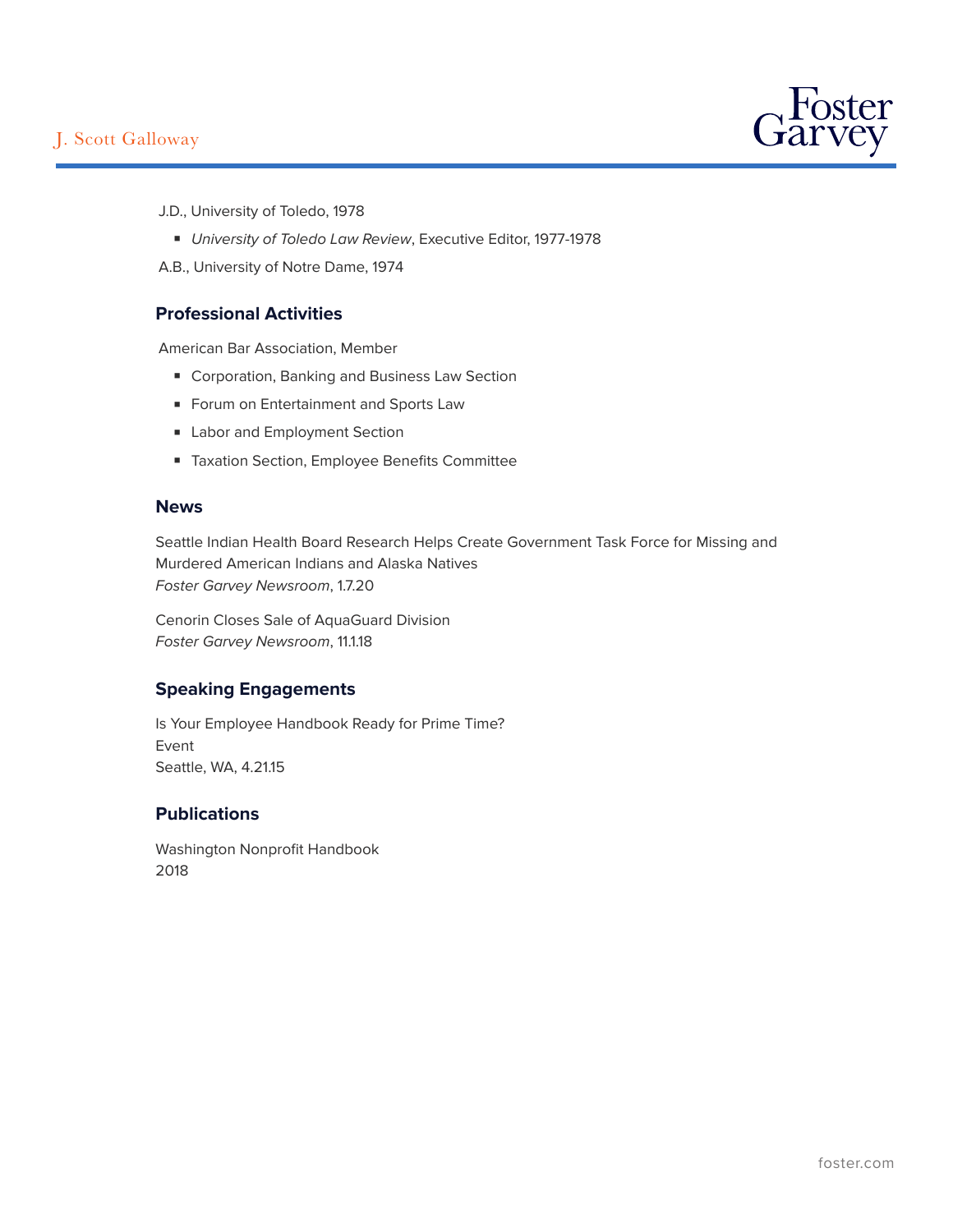J.D., University of Toledo, 1978

- *University of Toledo Law Review*, Executive Editor, 1977-1978

A.B., University of Notre Dame, 1974

## Professional Activities

American Bar Association, Member

- Corporation, Banking and Business Law Section
- Forum on Entertainment and Sports Law
- Labor and Employment Section
- Taxation Section, Employee Benefits Committee

## News

Seattle Indian Health Board Research Helps Create Government Task Force for Missing and Murdered American Indians and Alaska Natives
*Foster Garvey Newsroom*, 1.7.20

Cenorin Closes Sale of AquaGuard Division
*Foster Garvey Newsroom*, 11.1.18

## Speaking Engagements

Is Your Employee Handbook Ready for Prime Time?
Event
Seattle, WA, 4.21.15

## Publications

Washington Nonprofit Handbook
2018